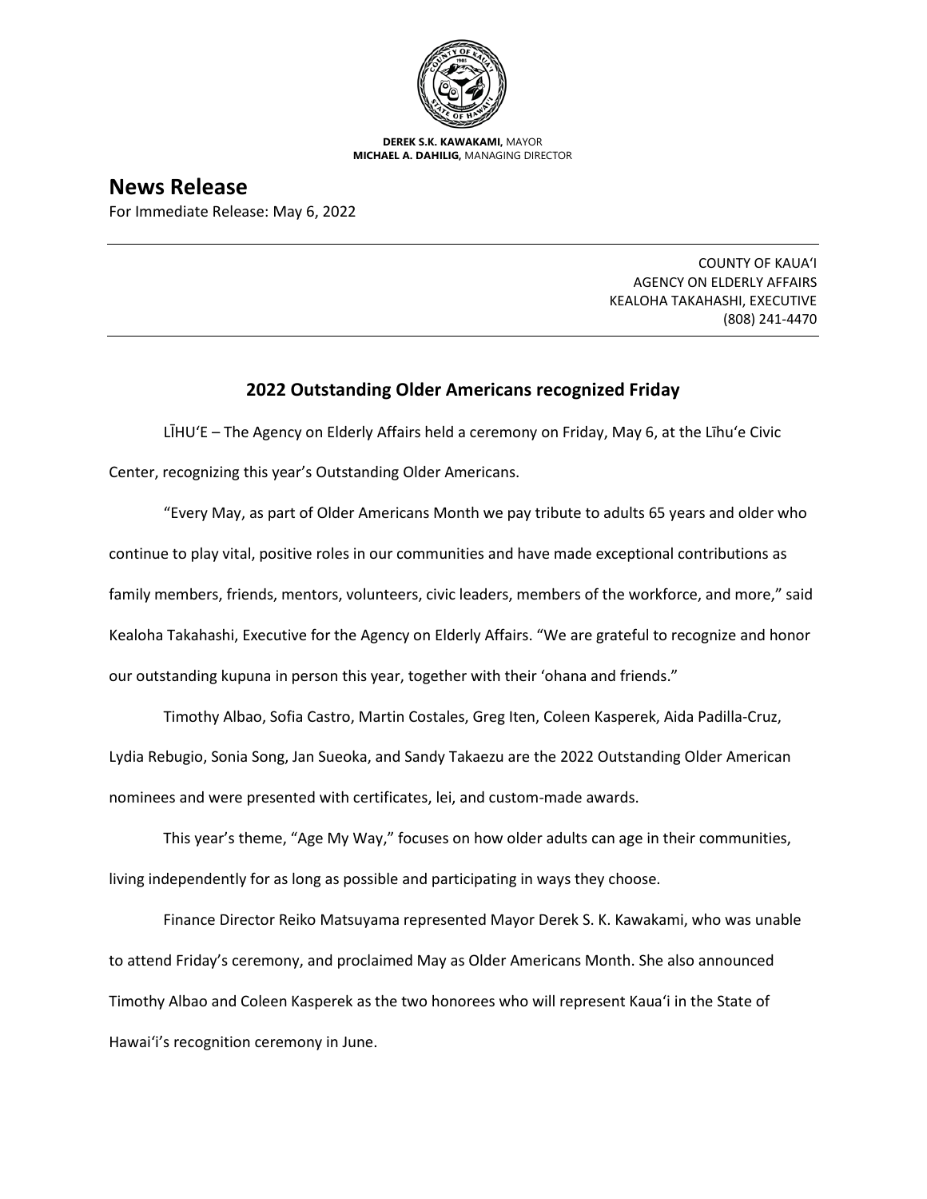**DEREK S.K. KAWAKAMI,** MAYOR
**MICHAEL A. DAHILIG,** MANAGING DIRECTOR

# News Release

For Immediate Release: May 6, 2022

COUNTY OF KAUAʻI
AGENCY ON ELDERLY AFFAIRS
KEALOHA TAKAHASHI, EXECUTIVE
(808) 241-4470

## 2022 Outstanding Older Americans recognized Friday

LĪHUʻE – The Agency on Elderly Affairs held a ceremony on Friday, May 6, at the Līhuʻe Civic Center, recognizing this year's Outstanding Older Americans.

"Every May, as part of Older Americans Month we pay tribute to adults 65 years and older who continue to play vital, positive roles in our communities and have made exceptional contributions as family members, friends, mentors, volunteers, civic leaders, members of the workforce, and more," said Kealoha Takahashi, Executive for the Agency on Elderly Affairs. "We are grateful to recognize and honor our outstanding kupuna in person this year, together with their ʻohana and friends."

Timothy Albao, Sofia Castro, Martin Costales, Greg Iten, Coleen Kasperek, Aida Padilla-Cruz, Lydia Rebugio, Sonia Song, Jan Sueoka, and Sandy Takaezu are the 2022 Outstanding Older American nominees and were presented with certificates, lei, and custom-made awards.

This year's theme, "Age My Way," focuses on how older adults can age in their communities, living independently for as long as possible and participating in ways they choose.

Finance Director Reiko Matsuyama represented Mayor Derek S. K. Kawakami, who was unable to attend Friday's ceremony, and proclaimed May as Older Americans Month. She also announced Timothy Albao and Coleen Kasperek as the two honorees who will represent Kauaʻi in the State of Hawaiʻi's recognition ceremony in June.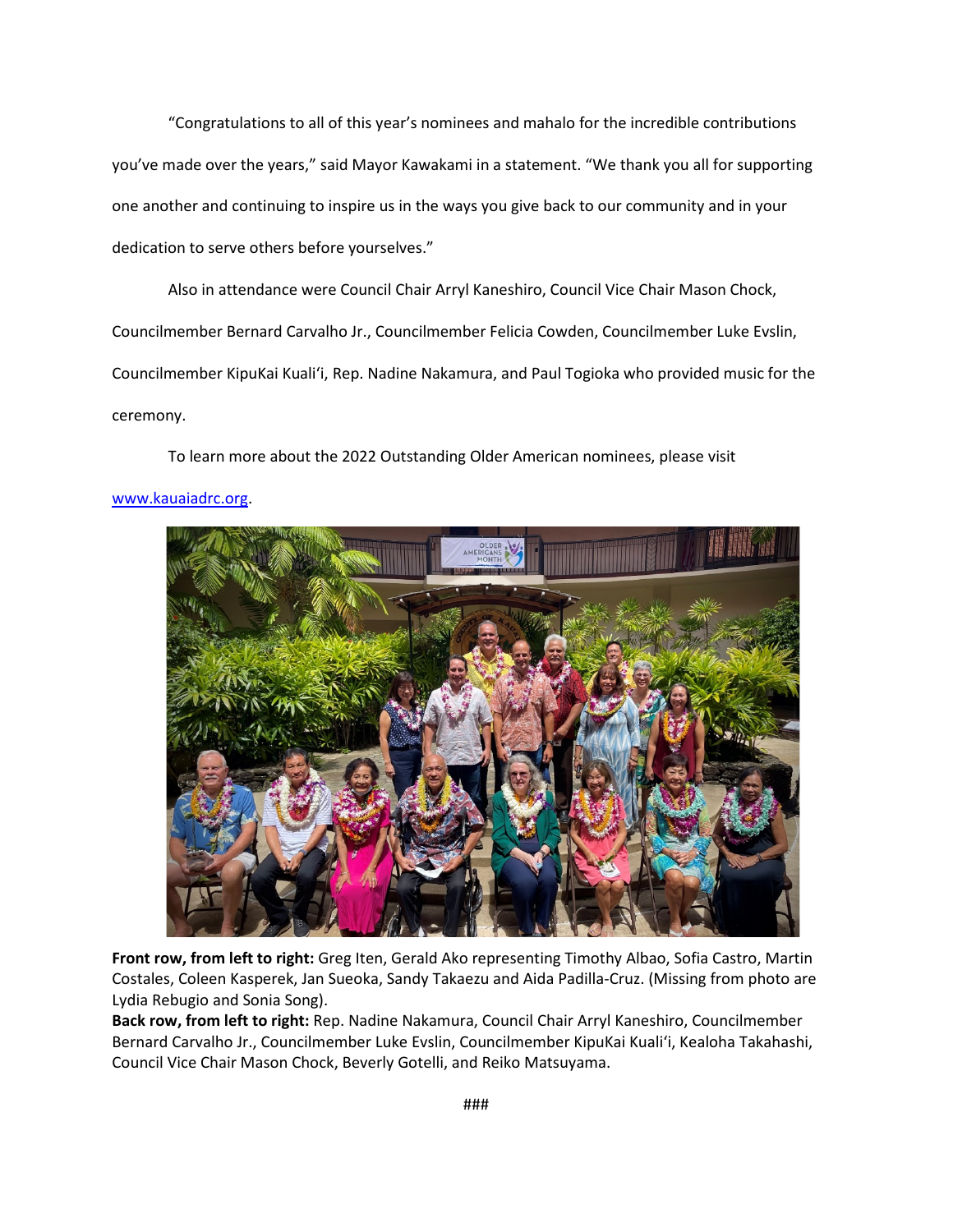"Congratulations to all of this year's nominees and mahalo for the incredible contributions you've made over the years," said Mayor Kawakami in a statement. "We thank you all for supporting one another and continuing to inspire us in the ways you give back to our community and in your dedication to serve others before yourselves."

Also in attendance were Council Chair Arryl Kaneshiro, Council Vice Chair Mason Chock, Councilmember Bernard Carvalho Jr., Councilmember Felicia Cowden, Councilmember Luke Evslin, Councilmember KipuKai Kuali'i, Rep. Nadine Nakamura, and Paul Togioka who provided music for the ceremony.

To learn more about the 2022 Outstanding Older American nominees, please visit [www.kauaiadrc.org](http://www.kauaiadrc.org).

**Front row, from left to right:** Greg Iten, Gerald Ako representing Timothy Albao, Sofia Castro, Martin Costales, Coleen Kasperek, Jan Sueoka, Sandy Takaezu and Aida Padilla-Cruz. (Missing from photo are Lydia Rebugio and Sonia Song).

**Back row, from left to right:** Rep. Nadine Nakamura, Council Chair Arryl Kaneshiro, Councilmember Bernard Carvalho Jr., Councilmember Luke Evslin, Councilmember KipuKai Kuali'i, Kealoha Takahashi, Council Vice Chair Mason Chock, Beverly Gotelli, and Reiko Matsuyama.

###